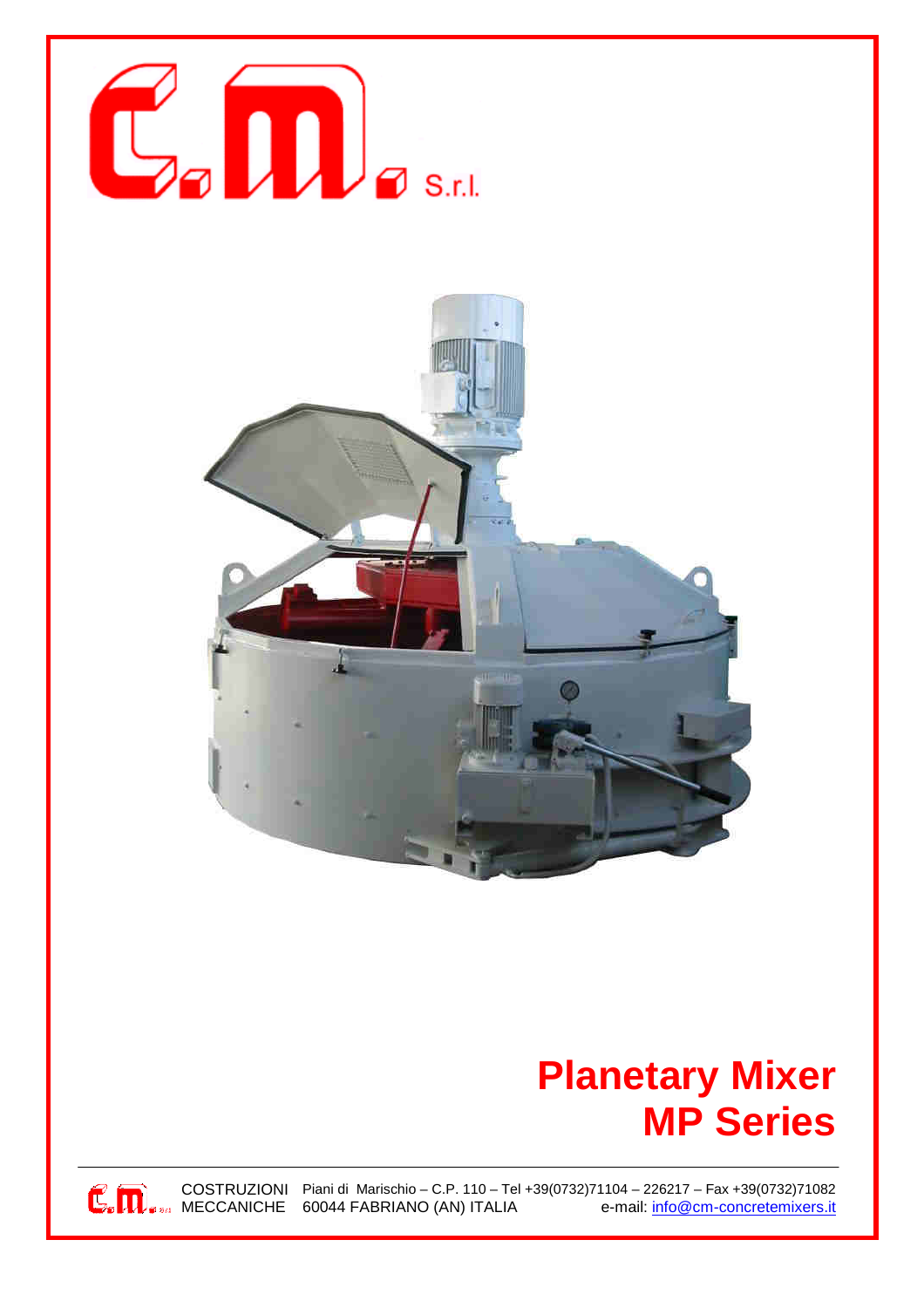C.M. S.r.l.

# Planetary Mixer
# MP Series

COSTRUZIONI MECCANICHE Piani di Marischio – C.P. 110 – Tel +39(0732)71104 – 226217 – Fax +39(0732)71082
60044 FABRIANO (AN) ITALIA e-mail: info@cm-concretemixers.it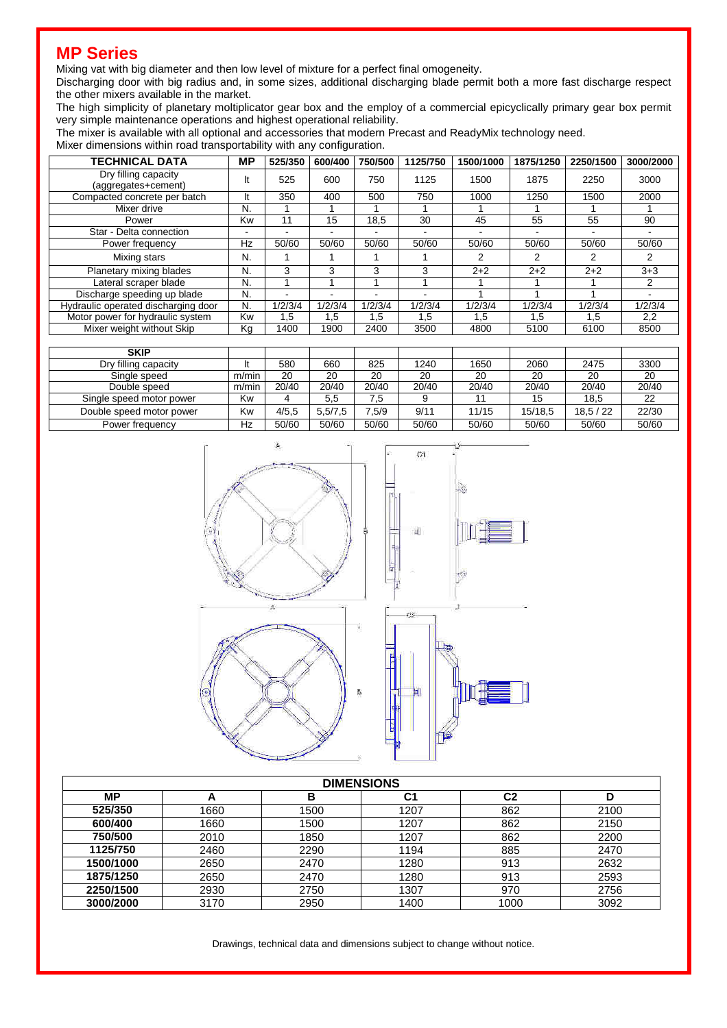# MP Series

Mixing vat with big diameter and then low level of mixture for a perfect final omogeneity.
Discharging door with big radius and, in some sizes, additional discharging blade permit both a more fast discharge respect the other mixers available in the market.
The high simplicity of planetary moltiplicator gear box and the employ of a commercial epicyclically primary gear box permit very simple maintenance operations and highest operational reliability.
The mixer is available with all optional and accessories that modern Precast and ReadyMix technology need.
Mixer dimensions within road transportability with any configuration.

| TECHNICAL DATA | MP | 525/350 | 600/400 | 750/500 | 1125/750 | 1500/1000 | 1875/1250 | 2250/1500 | 3000/2000 |
|---|---|---|---|---|---|---|---|---|---|
| Dry filling capacity (aggregates+cement) | lt | 525 | 600 | 750 | 1125 | 1500 | 1875 | 2250 | 3000 |
| Compacted concrete per batch | lt | 350 | 400 | 500 | 750 | 1000 | 1250 | 1500 | 2000 |
| Mixer drive | N. | 1 | 1 | 1 | 1 | 1 | 1 | 1 | 1 |
| Power | Kw | 11 | 15 | 18,5 | 30 | 45 | 55 | 55 | 90 |
| Star - Delta connection | - | - | - | - | - | - | - | - | - |
| Power frequency | Hz | 50/60 | 50/60 | 50/60 | 50/60 | 50/60 | 50/60 | 50/60 | 50/60 |
| Mixing stars | N. | 1 | 1 | 1 | 1 | 2 | 2 | 2 | 2 |
| Planetary mixing blades | N. | 3 | 3 | 3 | 3 | 2+2 | 2+2 | 2+2 | 3+3 |
| Lateral scraper blade | N. | 1 | 1 | 1 | 1 | 1 | 1 | 1 | 2 |
| Discharge speeding up blade | N. | - | - | - | - | 1 | 1 | 1 | - |
| Hydraulic operated discharging door | N. | 1/2/3/4 | 1/2/3/4 | 1/2/3/4 | 1/2/3/4 | 1/2/3/4 | 1/2/3/4 | 1/2/3/4 | 1/2/3/4 |
| Motor power for hydraulic system | Kw | 1,5 | 1,5 | 1,5 | 1,5 | 1,5 | 1,5 | 1,5 | 2,2 |
| Mixer weight without Skip | Kg | 1400 | 1900 | 2400 | 3500 | 4800 | 5100 | 6100 | 8500 |

| SKIP | | | | | | | | | |
|---|---|---|---|---|---|---|---|---|---|
| Dry filling capacity | lt | 580 | 660 | 825 | 1240 | 1650 | 2060 | 2475 | 3300 |
| Single speed | m/min | 20 | 20 | 20 | 20 | 20 | 20 | 20 | 20 |
| Double speed | m/min | 20/40 | 20/40 | 20/40 | 20/40 | 20/40 | 20/40 | 20/40 | 20/40 |
| Single speed motor power | Kw | 4 | 5,5 | 7,5 | 9 | 11 | 15 | 18,5 | 22 |
| Double speed motor power | Kw | 4/5,5 | 5,5/7,5 | 7,5/9 | 9/11 | 11/15 | 15/18,5 | 18,5 / 22 | 22/30 |
| Power frequency | Hz | 50/60 | 50/60 | 50/60 | 50/60 | 50/60 | 50/60 | 50/60 | 50/60 |

**DIMENSIONS**

| MP | A | B | C1 | C2 | D |
|---|---|---|---|---|---|
| 525/350 | 1660 | 1500 | 1207 | 862 | 2100 |
| 600/400 | 1660 | 1500 | 1207 | 862 | 2150 |
| 750/500 | 2010 | 1850 | 1207 | 862 | 2200 |
| 1125/750 | 2460 | 2290 | 1194 | 885 | 2470 |
| 1500/1000 | 2650 | 2470 | 1280 | 913 | 2632 |
| 1875/1250 | 2650 | 2470 | 1280 | 913 | 2593 |
| 2250/1500 | 2930 | 2750 | 1307 | 970 | 2756 |
| 3000/2000 | 3170 | 2950 | 1400 | 1000 | 3092 |

Drawings, technical data and dimensions subject to change without notice.